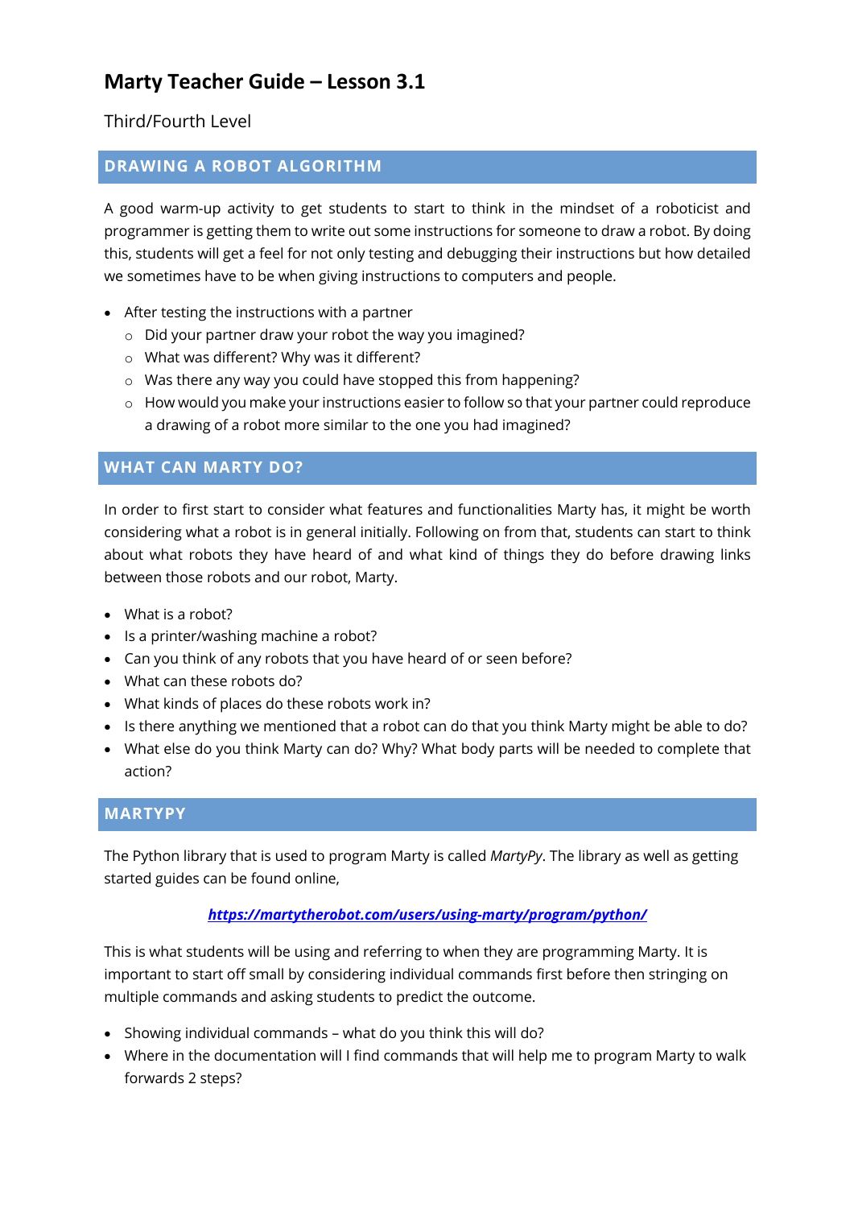# Marty Teacher Guide – Lesson 3.1

Third/Fourth Level

## DRAWING A ROBOT ALGORITHM

A good warm-up activity to get students to start to think in the mindset of a roboticist and programmer is getting them to write out some instructions for someone to draw a robot. By doing this, students will get a feel for not only testing and debugging their instructions but how detailed we sometimes have to be when giving instructions to computers and people.

- After testing the instructions with a partner
  - Did your partner draw your robot the way you imagined?
  - What was different? Why was it different?
  - Was there any way you could have stopped this from happening?
  - How would you make your instructions easier to follow so that your partner could reproduce a drawing of a robot more similar to the one you had imagined?

## WHAT CAN MARTY DO?

In order to first start to consider what features and functionalities Marty has, it might be worth considering what a robot is in general initially. Following on from that, students can start to think about what robots they have heard of and what kind of things they do before drawing links between those robots and our robot, Marty.

- What is a robot?
- Is a printer/washing machine a robot?
- Can you think of any robots that you have heard of or seen before?
- What can these robots do?
- What kinds of places do these robots work in?
- Is there anything we mentioned that a robot can do that you think Marty might be able to do?
- What else do you think Marty can do? Why? What body parts will be needed to complete that action?

## MARTYPY

The Python library that is used to program Marty is called *MartyPy*. The library as well as getting started guides can be found online,

***https://martytherobot.com/users/using-marty/program/python/***

This is what students will be using and referring to when they are programming Marty. It is important to start off small by considering individual commands first before then stringing on multiple commands and asking students to predict the outcome.

- Showing individual commands – what do you think this will do?
- Where in the documentation will I find commands that will help me to program Marty to walk forwards 2 steps?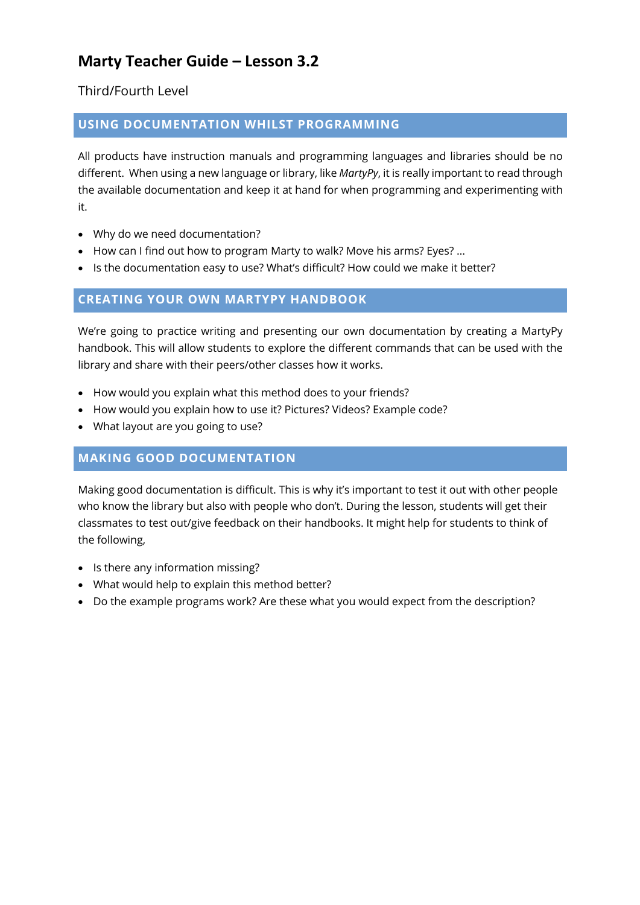# Marty Teacher Guide – Lesson 3.2

Third/Fourth Level

## USING DOCUMENTATION WHILST PROGRAMMING

All products have instruction manuals and programming languages and libraries should be no different. When using a new language or library, like *MartyPy*, it is really important to read through the available documentation and keep it at hand for when programming and experimenting with it.

- Why do we need documentation?
- How can I find out how to program Marty to walk? Move his arms? Eyes? …
- Is the documentation easy to use? What's difficult? How could we make it better?

## CREATING YOUR OWN MARTYPY HANDBOOK

We're going to practice writing and presenting our own documentation by creating a MartyPy handbook. This will allow students to explore the different commands that can be used with the library and share with their peers/other classes how it works.

- How would you explain what this method does to your friends?
- How would you explain how to use it? Pictures? Videos? Example code?
- What layout are you going to use?

## MAKING GOOD DOCUMENTATION

Making good documentation is difficult. This is why it's important to test it out with other people who know the library but also with people who don't. During the lesson, students will get their classmates to test out/give feedback on their handbooks. It might help for students to think of the following,

- Is there any information missing?
- What would help to explain this method better?
- Do the example programs work? Are these what you would expect from the description?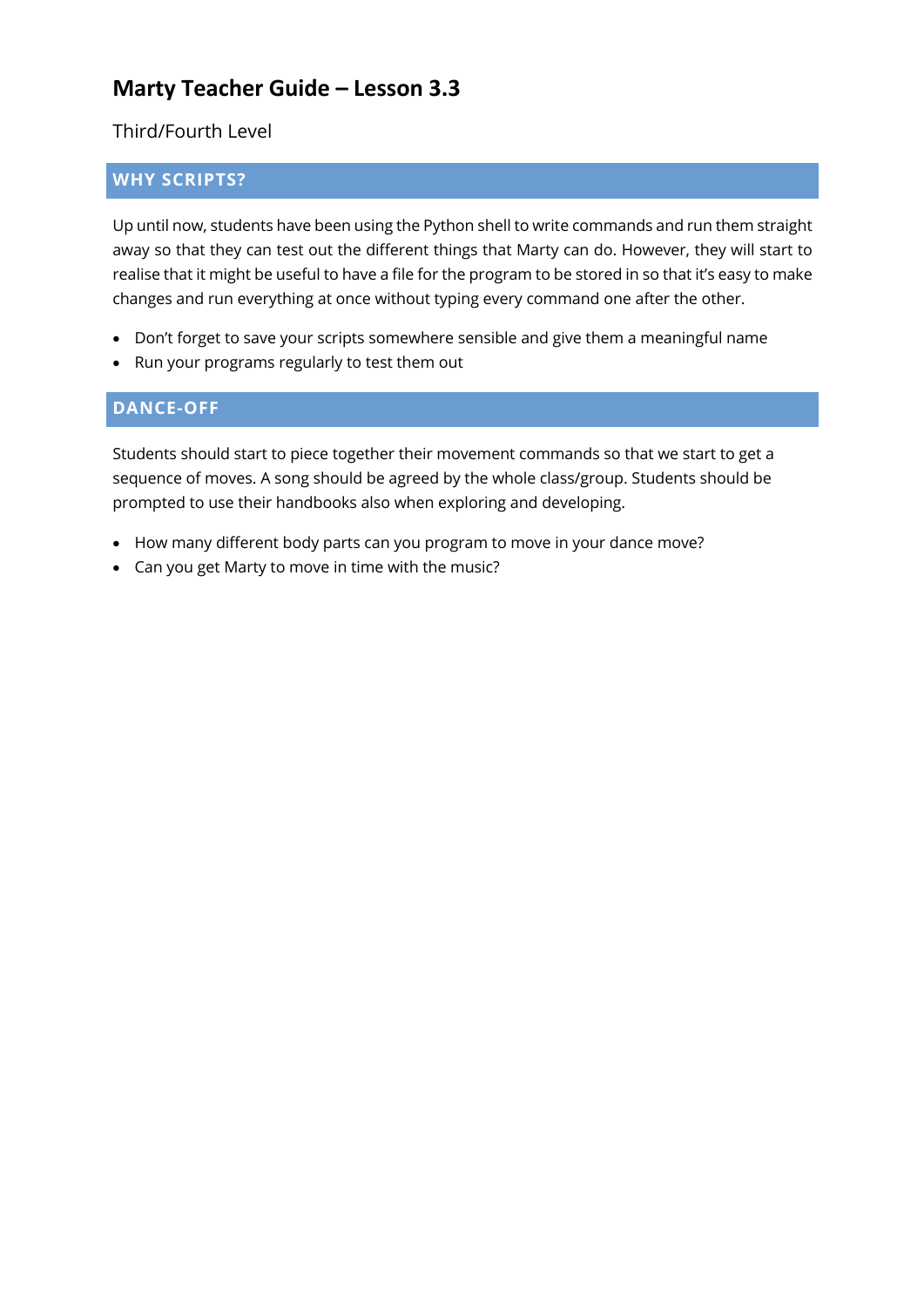# Marty Teacher Guide – Lesson 3.3

Third/Fourth Level

## WHY SCRIPTS?

Up until now, students have been using the Python shell to write commands and run them straight away so that they can test out the different things that Marty can do. However, they will start to realise that it might be useful to have a file for the program to be stored in so that it's easy to make changes and run everything at once without typing every command one after the other.

- Don't forget to save your scripts somewhere sensible and give them a meaningful name
- Run your programs regularly to test them out

## DANCE-OFF

Students should start to piece together their movement commands so that we start to get a sequence of moves. A song should be agreed by the whole class/group. Students should be prompted to use their handbooks also when exploring and developing.

- How many different body parts can you program to move in your dance move?
- Can you get Marty to move in time with the music?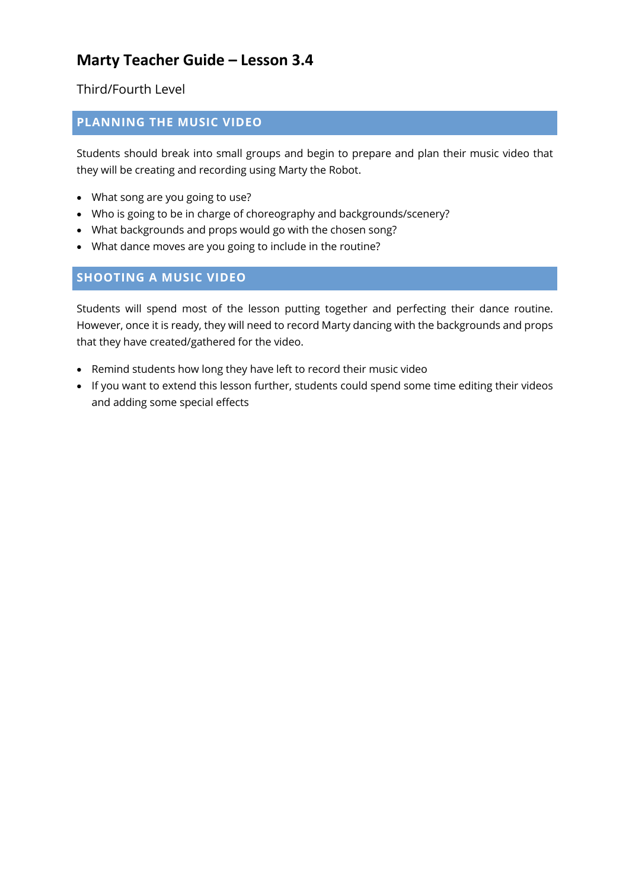# Marty Teacher Guide – Lesson 3.4

Third/Fourth Level

## PLANNING THE MUSIC VIDEO

Students should break into small groups and begin to prepare and plan their music video that they will be creating and recording using Marty the Robot.

- What song are you going to use?
- Who is going to be in charge of choreography and backgrounds/scenery?
- What backgrounds and props would go with the chosen song?
- What dance moves are you going to include in the routine?

## SHOOTING A MUSIC VIDEO

Students will spend most of the lesson putting together and perfecting their dance routine. However, once it is ready, they will need to record Marty dancing with the backgrounds and props that they have created/gathered for the video.

- Remind students how long they have left to record their music video
- If you want to extend this lesson further, students could spend some time editing their videos and adding some special effects